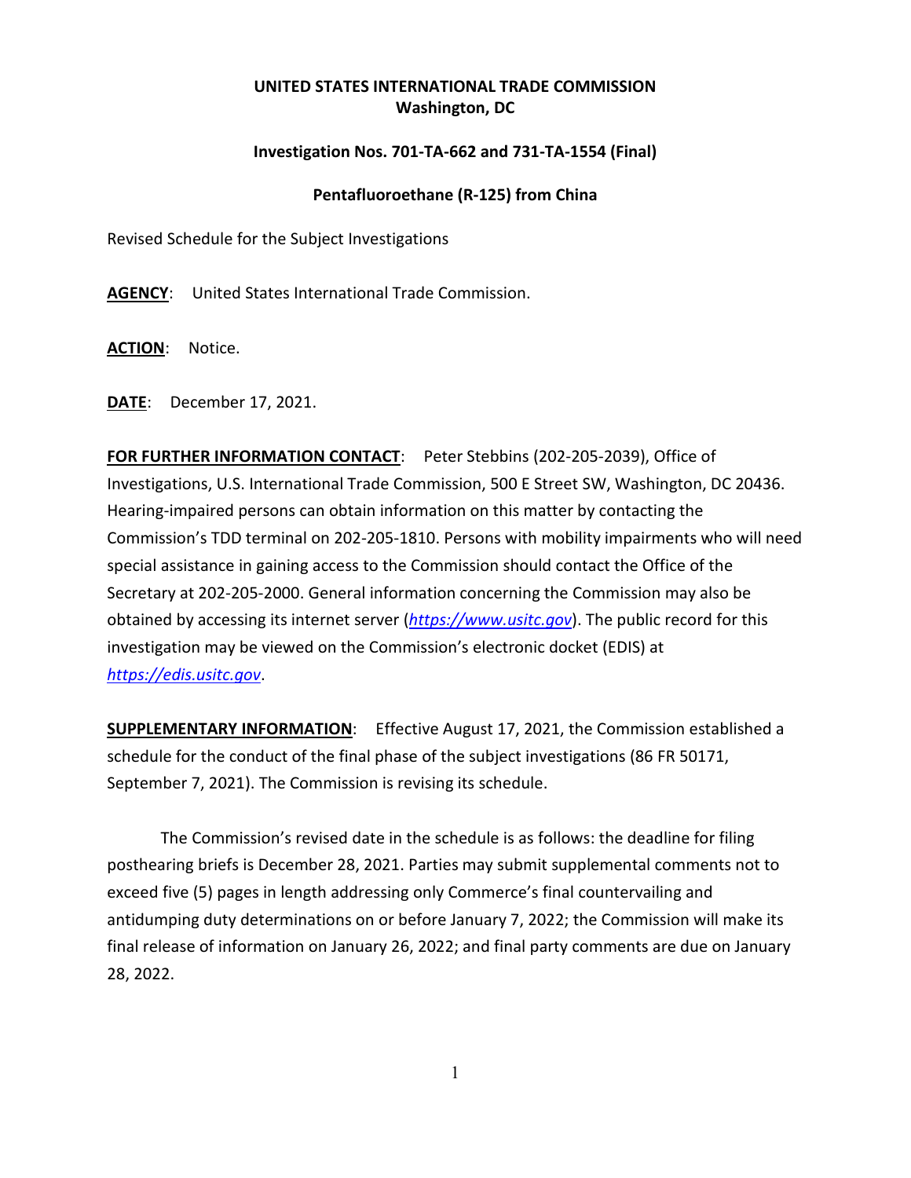**UNITED STATES INTERNATIONAL TRADE COMMISSION**
**Washington, DC**

**Investigation Nos. 701-TA-662 and 731-TA-1554 (Final)**

**Pentafluoroethane (R-125) from China**

Revised Schedule for the Subject Investigations

**AGENCY**: United States International Trade Commission.

**ACTION**: Notice.

**DATE**: December 17, 2021.

**FOR FURTHER INFORMATION CONTACT**: Peter Stebbins (202-205-2039), Office of Investigations, U.S. International Trade Commission, 500 E Street SW, Washington, DC 20436. Hearing-impaired persons can obtain information on this matter by contacting the Commission's TDD terminal on 202-205-1810. Persons with mobility impairments who will need special assistance in gaining access to the Commission should contact the Office of the Secretary at 202-205-2000. General information concerning the Commission may also be obtained by accessing its internet server (*https://www.usitc.gov*). The public record for this investigation may be viewed on the Commission's electronic docket (EDIS) at *https://edis.usitc.gov*.

**SUPPLEMENTARY INFORMATION**: Effective August 17, 2021, the Commission established a schedule for the conduct of the final phase of the subject investigations (86 FR 50171, September 7, 2021). The Commission is revising its schedule.

The Commission's revised date in the schedule is as follows: the deadline for filing posthearing briefs is December 28, 2021. Parties may submit supplemental comments not to exceed five (5) pages in length addressing only Commerce's final countervailing and antidumping duty determinations on or before January 7, 2022; the Commission will make its final release of information on January 26, 2022; and final party comments are due on January 28, 2022.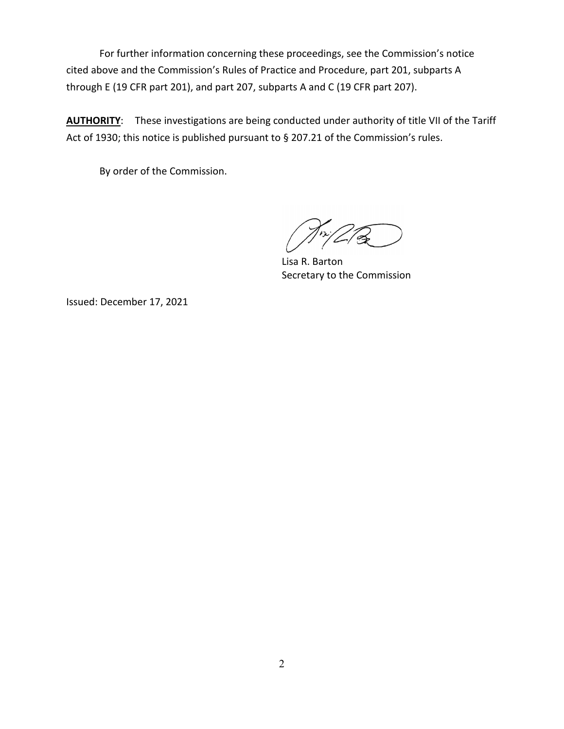For further information concerning these proceedings, see the Commission's notice cited above and the Commission's Rules of Practice and Procedure, part 201, subparts A through E (19 CFR part 201), and part 207, subparts A and C (19 CFR part 207).

**AUTHORITY**: These investigations are being conducted under authority of title VII of the Tariff Act of 1930; this notice is published pursuant to § 207.21 of the Commission's rules.

By order of the Commission.

Lisa R. Barton
Secretary to the Commission

Issued: December 17, 2021